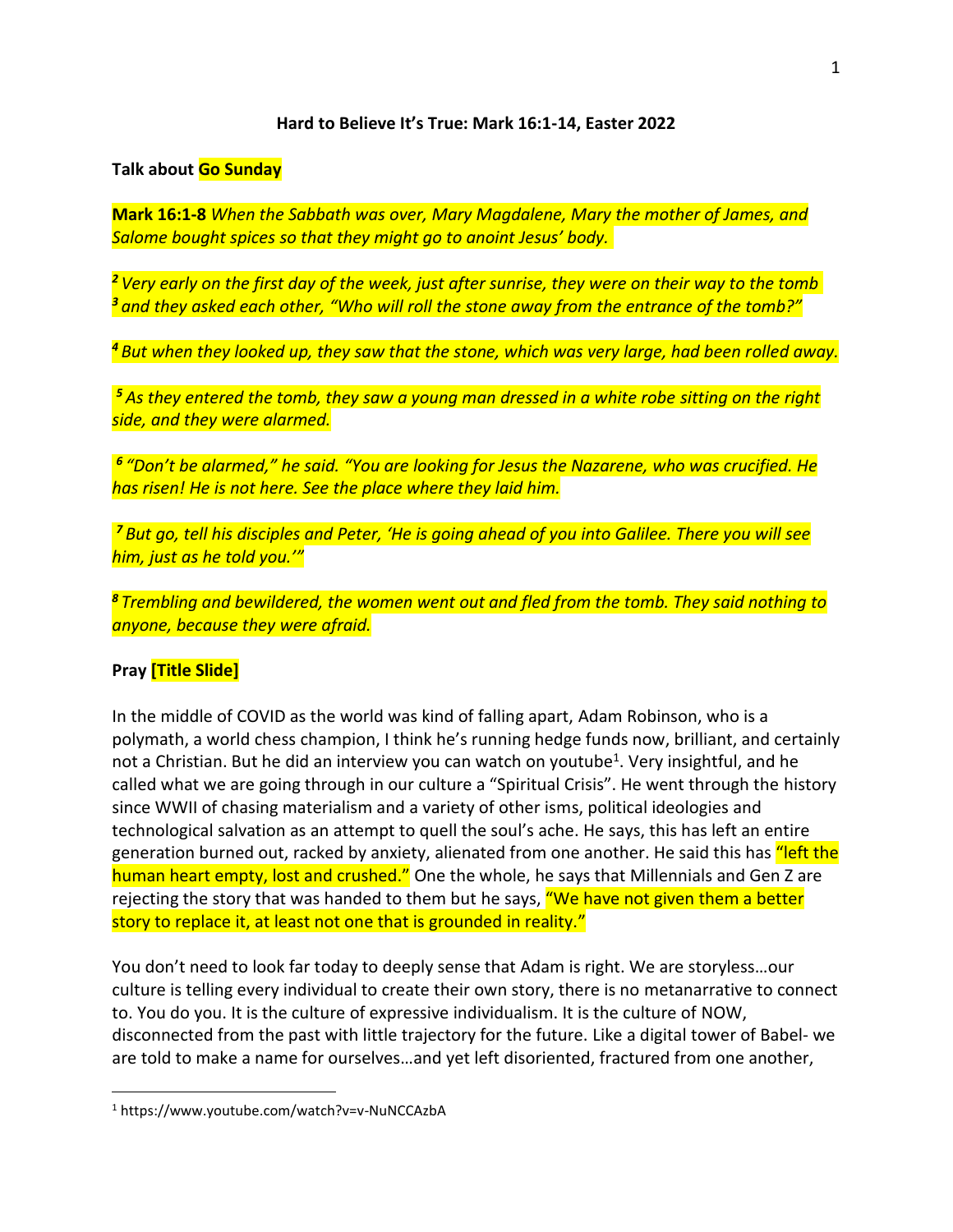**Hard to Believe It's True: Mark 16:1-14, Easter 2022**

**Talk about Go Sunday**

**Mark 16:1-8** *When the Sabbath was over, Mary Magdalene, Mary the mother of James, and Salome bought spices so that they might go to anoint Jesus' body.*

***2*** *Very early on the first day of the week, just after sunrise, they were on their way to the tomb* ***3*** *and they asked each other, "Who will roll the stone away from the entrance of the tomb?"*

***4*** *But when they looked up, they saw that the stone, which was very large, had been rolled away.*

***5*** *As they entered the tomb, they saw a young man dressed in a white robe sitting on the right side, and they were alarmed.*

***6*** *"Don't be alarmed," he said. "You are looking for Jesus the Nazarene, who was crucified. He has risen! He is not here. See the place where they laid him.*

***7*** *But go, tell his disciples and Peter, 'He is going ahead of you into Galilee. There you will see him, just as he told you.'"*

***8*** *Trembling and bewildered, the women went out and fled from the tomb. They said nothing to anyone, because they were afraid.*

**Pray [Title Slide]**

In the middle of COVID as the world was kind of falling apart, Adam Robinson, who is a polymath, a world chess champion, I think he's running hedge funds now, brilliant, and certainly not a Christian. But he did an interview you can watch on youtube[1]. Very insightful, and he called what we are going through in our culture a "Spiritual Crisis". He went through the history since WWII of chasing materialism and a variety of other isms, political ideologies and technological salvation as an attempt to quell the soul's ache. He says, this has left an entire generation burned out, racked by anxiety, alienated from one another. He said this has "left the human heart empty, lost and crushed." One the whole, he says that Millennials and Gen Z are rejecting the story that was handed to them but he says, "We have not given them a better story to replace it, at least not one that is grounded in reality."

You don't need to look far today to deeply sense that Adam is right. We are storyless…our culture is telling every individual to create their own story, there is no metanarrative to connect to. You do you. It is the culture of expressive individualism. It is the culture of NOW, disconnected from the past with little trajectory for the future. Like a digital tower of Babel- we are told to make a name for ourselves…and yet left disoriented, fractured from one another,

[1] https://www.youtube.com/watch?v=v-NuNCCAzbA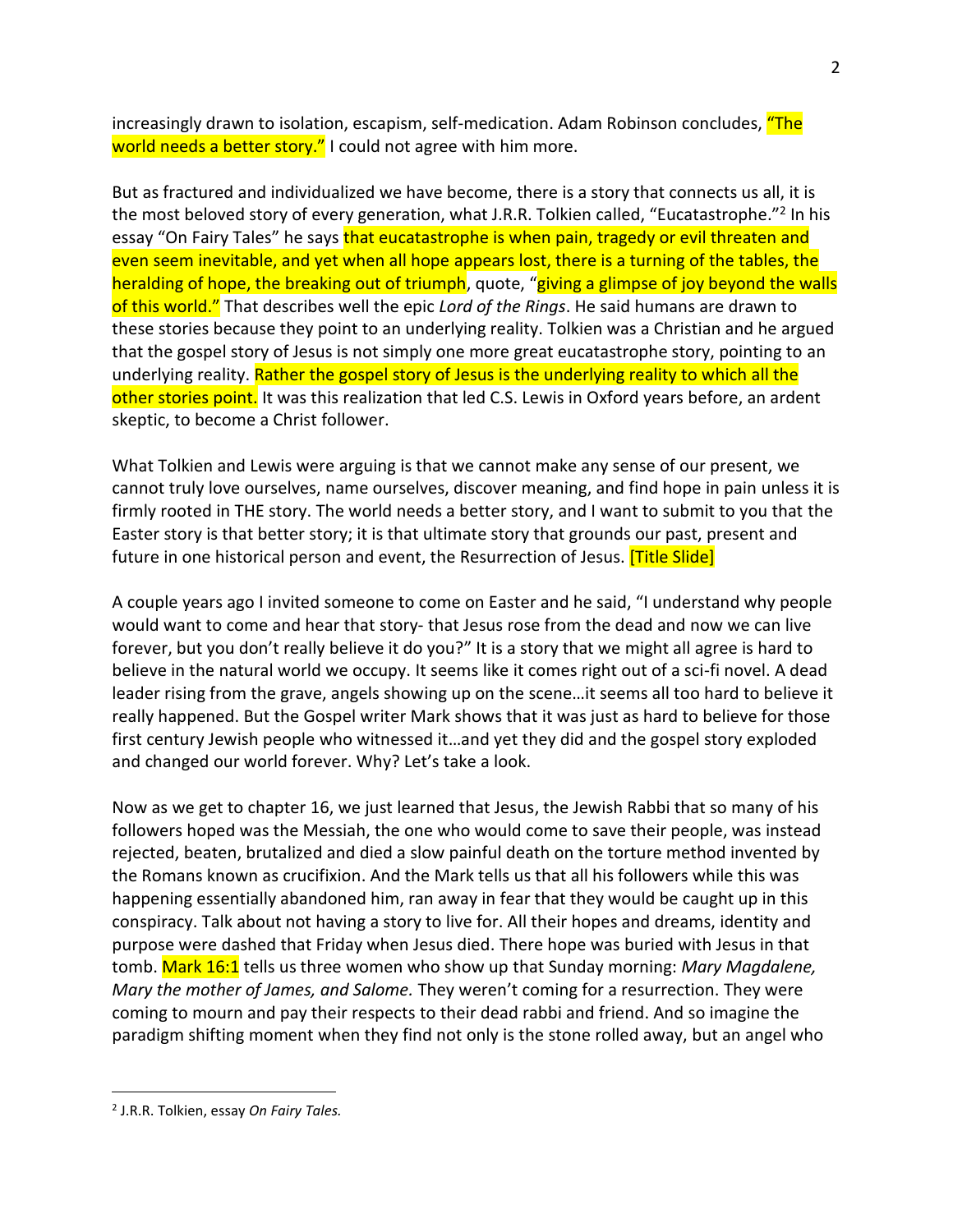increasingly drawn to isolation, escapism, self-medication. Adam Robinson concludes, "The world needs a better story." I could not agree with him more.

But as fractured and individualized we have become, there is a story that connects us all, it is the most beloved story of every generation, what J.R.R. Tolkien called, "Eucatastrophe."[2] In his essay "On Fairy Tales" he says that eucatastrophe is when pain, tragedy or evil threaten and even seem inevitable, and yet when all hope appears lost, there is a turning of the tables, the heralding of hope, the breaking out of triumph, quote, "giving a glimpse of joy beyond the walls of this world." That describes well the epic *Lord of the Rings*. He said humans are drawn to these stories because they point to an underlying reality. Tolkien was a Christian and he argued that the gospel story of Jesus is not simply one more great eucatastrophe story, pointing to an underlying reality. Rather the gospel story of Jesus is the underlying reality to which all the other stories point. It was this realization that led C.S. Lewis in Oxford years before, an ardent skeptic, to become a Christ follower.

What Tolkien and Lewis were arguing is that we cannot make any sense of our present, we cannot truly love ourselves, name ourselves, discover meaning, and find hope in pain unless it is firmly rooted in THE story. The world needs a better story, and I want to submit to you that the Easter story is that better story; it is that ultimate story that grounds our past, present and future in one historical person and event, the Resurrection of Jesus. [Title Slide]

A couple years ago I invited someone to come on Easter and he said, "I understand why people would want to come and hear that story- that Jesus rose from the dead and now we can live forever, but you don't really believe it do you?" It is a story that we might all agree is hard to believe in the natural world we occupy. It seems like it comes right out of a sci-fi novel. A dead leader rising from the grave, angels showing up on the scene…it seems all too hard to believe it really happened. But the Gospel writer Mark shows that it was just as hard to believe for those first century Jewish people who witnessed it…and yet they did and the gospel story exploded and changed our world forever. Why? Let's take a look.

Now as we get to chapter 16, we just learned that Jesus, the Jewish Rabbi that so many of his followers hoped was the Messiah, the one who would come to save their people, was instead rejected, beaten, brutalized and died a slow painful death on the torture method invented by the Romans known as crucifixion. And the Mark tells us that all his followers while this was happening essentially abandoned him, ran away in fear that they would be caught up in this conspiracy. Talk about not having a story to live for. All their hopes and dreams, identity and purpose were dashed that Friday when Jesus died. There hope was buried with Jesus in that tomb. Mark 16:1 tells us three women who show up that Sunday morning: *Mary Magdalene, Mary the mother of James, and Salome.* They weren't coming for a resurrection. They were coming to mourn and pay their respects to their dead rabbi and friend. And so imagine the paradigm shifting moment when they find not only is the stone rolled away, but an angel who

---

[2] J.R.R. Tolkien, essay *On Fairy Tales.*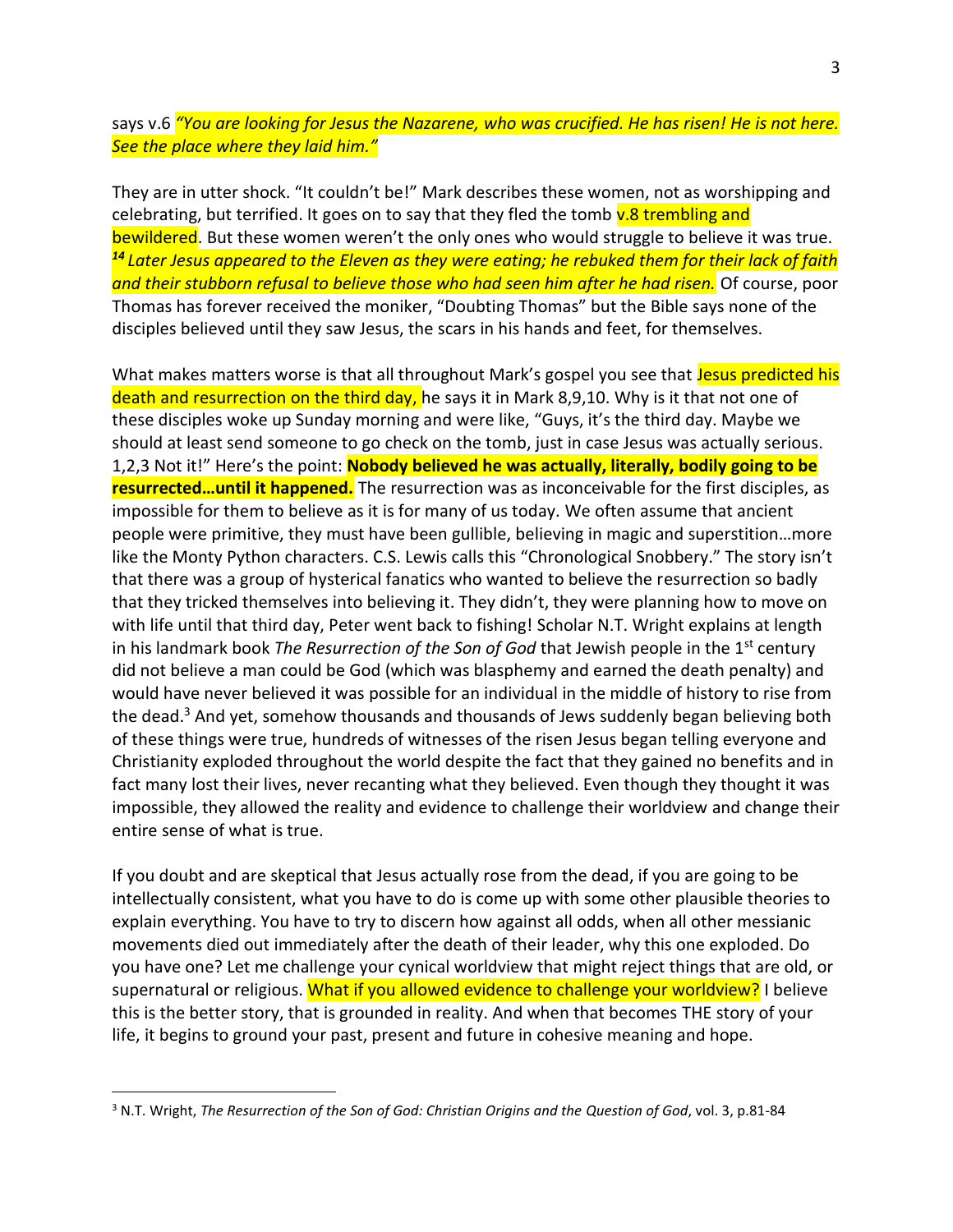says v.6 *"You are looking for Jesus the Nazarene, who was crucified. He has risen! He is not here. See the place where they laid him."*

They are in utter shock. "It couldn't be!" Mark describes these women, not as worshipping and celebrating, but terrified. It goes on to say that they fled the tomb v.8 trembling and bewildered. But these women weren't the only ones who would struggle to believe it was true. ***14*** *Later Jesus appeared to the Eleven as they were eating; he rebuked them for their lack of faith and their stubborn refusal to believe those who had seen him after he had risen.* Of course, poor Thomas has forever received the moniker, "Doubting Thomas" but the Bible says none of the disciples believed until they saw Jesus, the scars in his hands and feet, for themselves.

What makes matters worse is that all throughout Mark's gospel you see that Jesus predicted his death and resurrection on the third day, he says it in Mark 8,9,10. Why is it that not one of these disciples woke up Sunday morning and were like, "Guys, it's the third day. Maybe we should at least send someone to go check on the tomb, just in case Jesus was actually serious. 1,2,3 Not it!" Here's the point: **Nobody believed he was actually, literally, bodily going to be resurrected…until it happened.** The resurrection was as inconceivable for the first disciples, as impossible for them to believe as it is for many of us today. We often assume that ancient people were primitive, they must have been gullible, believing in magic and superstition…more like the Monty Python characters. C.S. Lewis calls this "Chronological Snobbery." The story isn't that there was a group of hysterical fanatics who wanted to believe the resurrection so badly that they tricked themselves into believing it. They didn't, they were planning how to move on with life until that third day, Peter went back to fishing! Scholar N.T. Wright explains at length in his landmark book *The Resurrection of the Son of God* that Jewish people in the 1st century did not believe a man could be God (which was blasphemy and earned the death penalty) and would have never believed it was possible for an individual in the middle of history to rise from the dead.[3] And yet, somehow thousands and thousands of Jews suddenly began believing both of these things were true, hundreds of witnesses of the risen Jesus began telling everyone and Christianity exploded throughout the world despite the fact that they gained no benefits and in fact many lost their lives, never recanting what they believed. Even though they thought it was impossible, they allowed the reality and evidence to challenge their worldview and change their entire sense of what is true.

If you doubt and are skeptical that Jesus actually rose from the dead, if you are going to be intellectually consistent, what you have to do is come up with some other plausible theories to explain everything. You have to try to discern how against all odds, when all other messianic movements died out immediately after the death of their leader, why this one exploded. Do you have one? Let me challenge your cynical worldview that might reject things that are old, or supernatural or religious. What if you allowed evidence to challenge your worldview? I believe this is the better story, that is grounded in reality. And when that becomes THE story of your life, it begins to ground your past, present and future in cohesive meaning and hope.

---

[3] N.T. Wright, *The Resurrection of the Son of God: Christian Origins and the Question of God*, vol. 3, p.81-84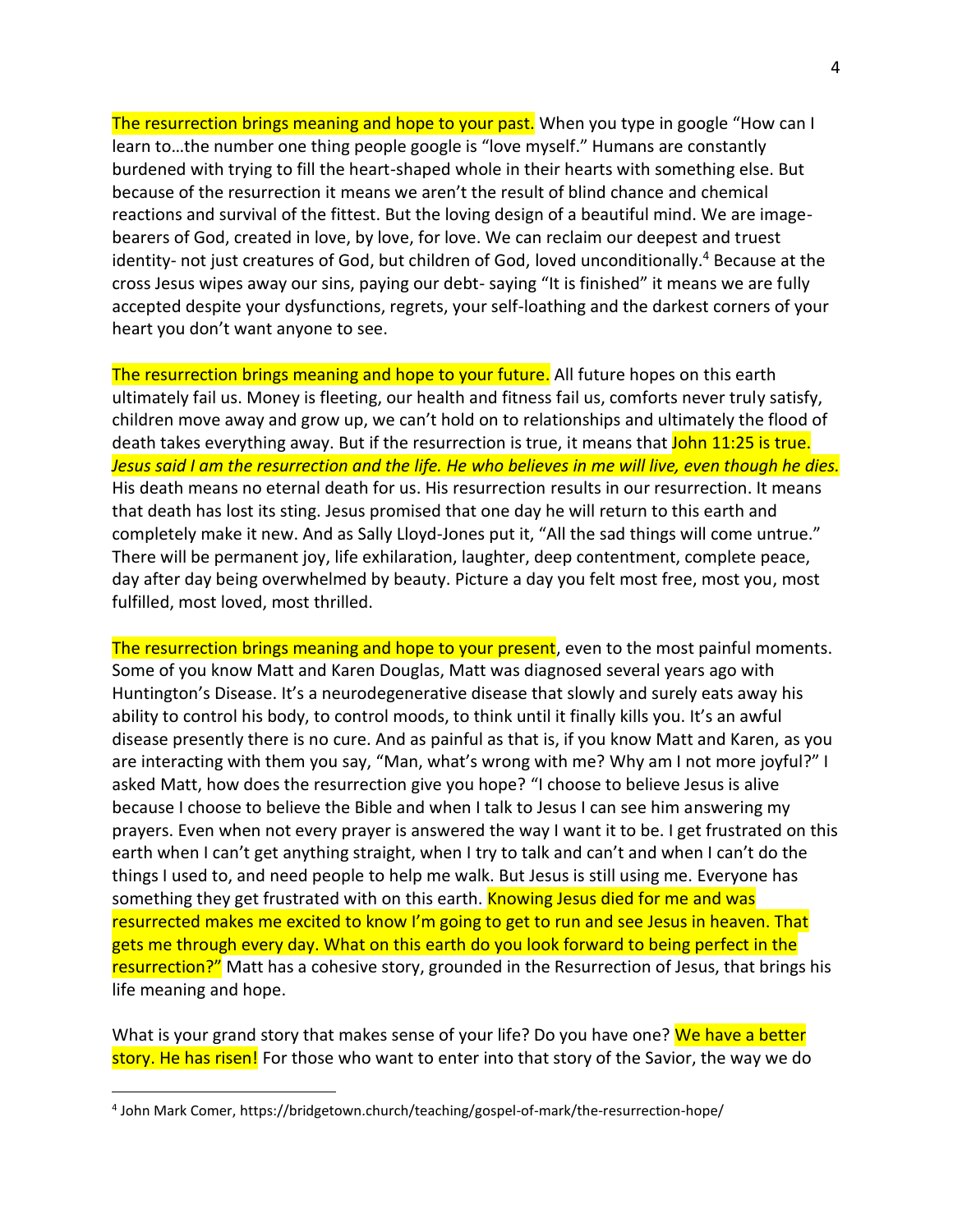The resurrection brings meaning and hope to your past. When you type in google "How can I learn to…the number one thing people google is "love myself." Humans are constantly burdened with trying to fill the heart-shaped whole in their hearts with something else. But because of the resurrection it means we aren't the result of blind chance and chemical reactions and survival of the fittest. But the loving design of a beautiful mind. We are image-bearers of God, created in love, by love, for love. We can reclaim our deepest and truest identity- not just creatures of God, but children of God, loved unconditionally.[4] Because at the cross Jesus wipes away our sins, paying our debt- saying "It is finished" it means we are fully accepted despite your dysfunctions, regrets, your self-loathing and the darkest corners of your heart you don't want anyone to see.

The resurrection brings meaning and hope to your future. All future hopes on this earth ultimately fail us. Money is fleeting, our health and fitness fail us, comforts never truly satisfy, children move away and grow up, we can't hold on to relationships and ultimately the flood of death takes everything away. But if the resurrection is true, it means that John 11:25 is true. *Jesus said I am the resurrection and the life. He who believes in me will live, even though he dies.* His death means no eternal death for us. His resurrection results in our resurrection. It means that death has lost its sting. Jesus promised that one day he will return to this earth and completely make it new. And as Sally Lloyd-Jones put it, "All the sad things will come untrue." There will be permanent joy, life exhilaration, laughter, deep contentment, complete peace, day after day being overwhelmed by beauty. Picture a day you felt most free, most you, most fulfilled, most loved, most thrilled.

The resurrection brings meaning and hope to your present, even to the most painful moments. Some of you know Matt and Karen Douglas, Matt was diagnosed several years ago with Huntington's Disease. It's a neurodegenerative disease that slowly and surely eats away his ability to control his body, to control moods, to think until it finally kills you. It's an awful disease presently there is no cure. And as painful as that is, if you know Matt and Karen, as you are interacting with them you say, "Man, what's wrong with me? Why am I not more joyful?" I asked Matt, how does the resurrection give you hope? "I choose to believe Jesus is alive because I choose to believe the Bible and when I talk to Jesus I can see him answering my prayers. Even when not every prayer is answered the way I want it to be. I get frustrated on this earth when I can't get anything straight, when I try to talk and can't and when I can't do the things I used to, and need people to help me walk. But Jesus is still using me. Everyone has something they get frustrated with on this earth. Knowing Jesus died for me and was resurrected makes me excited to know I'm going to get to run and see Jesus in heaven. That gets me through every day. What on this earth do you look forward to being perfect in the resurrection?" Matt has a cohesive story, grounded in the Resurrection of Jesus, that brings his life meaning and hope.

What is your grand story that makes sense of your life? Do you have one? We have a better story. He has risen! For those who want to enter into that story of the Savior, the way we do

---

[4] John Mark Comer, https://bridgetown.church/teaching/gospel-of-mark/the-resurrection-hope/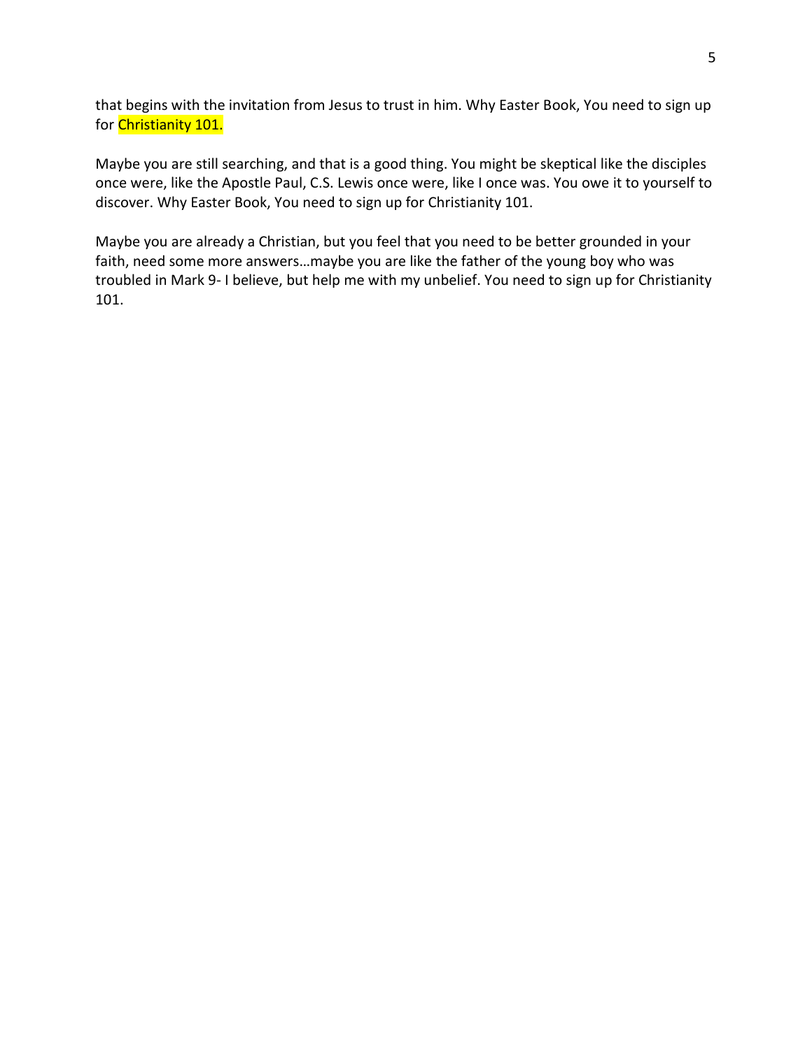that begins with the invitation from Jesus to trust in him. Why Easter Book, You need to sign up for Christianity 101.

Maybe you are still searching, and that is a good thing. You might be skeptical like the disciples once were, like the Apostle Paul, C.S. Lewis once were, like I once was. You owe it to yourself to discover. Why Easter Book, You need to sign up for Christianity 101.

Maybe you are already a Christian, but you feel that you need to be better grounded in your faith, need some more answers…maybe you are like the father of the young boy who was troubled in Mark 9- I believe, but help me with my unbelief. You need to sign up for Christianity 101.